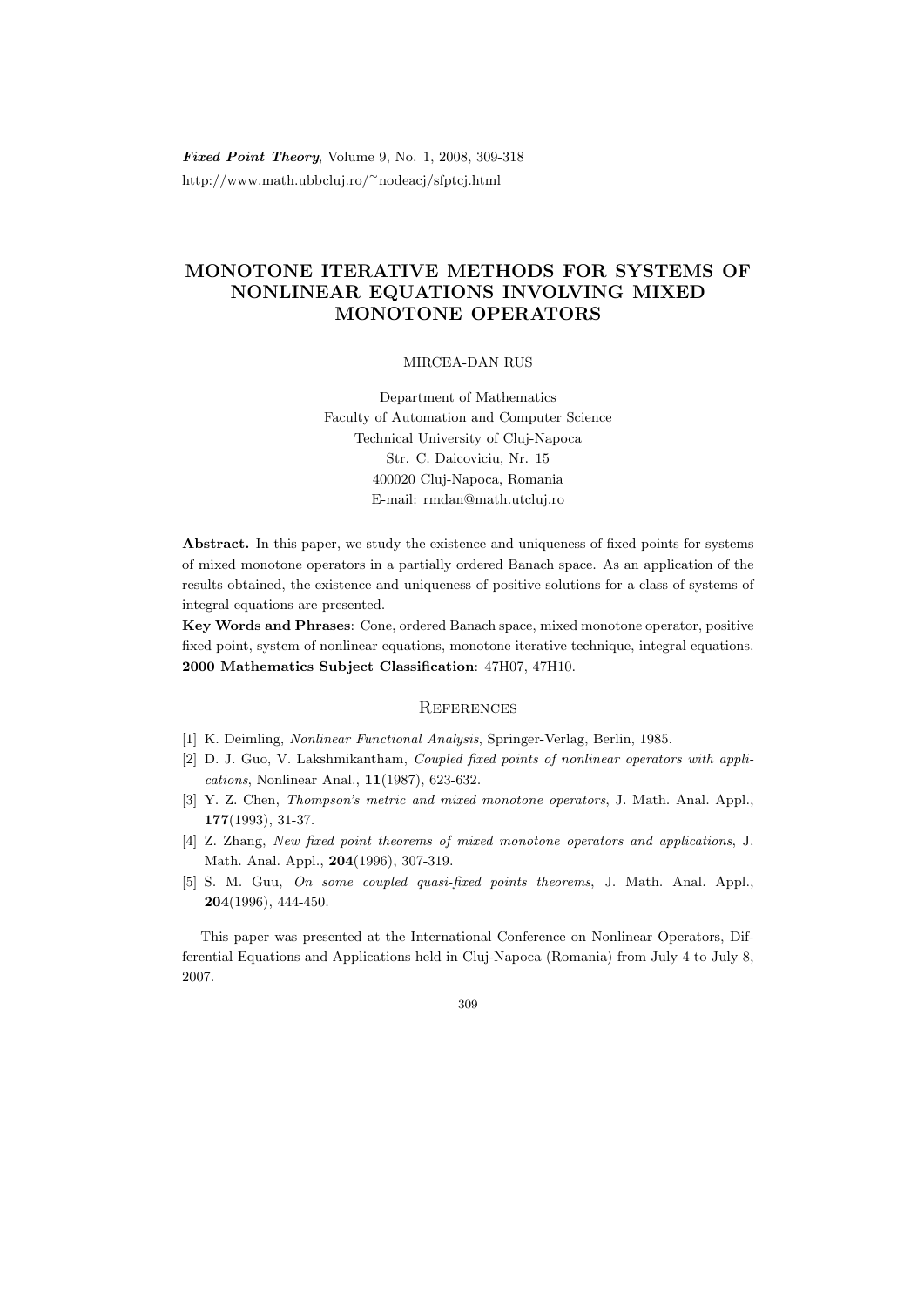# MONOTONE ITERATIVE METHODS FOR SYSTEMS OF NONLINEAR EQUATIONS INVOLVING MIXED MONOTONE OPERATORS

MIRCEA-DAN RUS

Department of Mathematics
Faculty of Automation and Computer Science
Technical University of Cluj-Napoca
Str. C. Daicoviciu, Nr. 15
400020 Cluj-Napoca, Romania
E-mail: rmdan@math.utcluj.ro

**Abstract.** In this paper, we study the existence and uniqueness of fixed points for systems of mixed monotone operators in a partially ordered Banach space. As an application of the results obtained, the existence and uniqueness of positive solutions for a class of systems of integral equations are presented.

**Key Words and Phrases**: Cone, ordered Banach space, mixed monotone operator, positive fixed point, system of nonlinear equations, monotone iterative technique, integral equations.

**2000 Mathematics Subject Classification**: 47H07, 47H10.

## References

[1] K. Deimling, *Nonlinear Functional Analysis*, Springer-Verlag, Berlin, 1985.

[2] D. J. Guo, V. Lakshmikantham, *Coupled fixed points of nonlinear operators with applications*, Nonlinear Anal., **11**(1987), 623-632.

[3] Y. Z. Chen, *Thompson's metric and mixed monotone operators*, J. Math. Anal. Appl., **177**(1993), 31-37.

[4] Z. Zhang, *New fixed point theorems of mixed monotone operators and applications*, J. Math. Anal. Appl., **204**(1996), 307-319.

[5] S. M. Guu, *On some coupled quasi-fixed points theorems*, J. Math. Anal. Appl., **204**(1996), 444-450.

---

This paper was presented at the International Conference on Nonlinear Operators, Differential Equations and Applications held in Cluj-Napoca (Romania) from July 4 to July 8, 2007.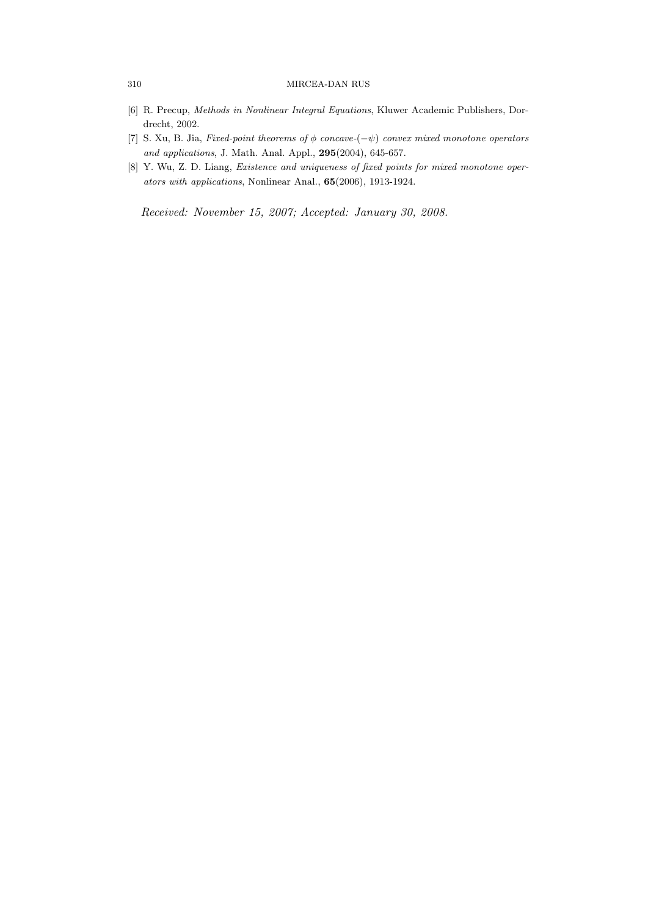[6] R. Precup, *Methods in Nonlinear Integral Equations*, Kluwer Academic Publishers, Dordrecht, 2002.

[7] S. Xu, B. Jia, *Fixed-point theorems of $\phi$ concave-$(-\psi)$ convex mixed monotone operators and applications*, J. Math. Anal. Appl., **295**(2004), 645-657.

[8] Y. Wu, Z. D. Liang, *Existence and uniqueness of fixed points for mixed monotone operators with applications*, Nonlinear Anal., **65**(2006), 1913-1924.

*Received: November 15, 2007; Accepted: January 30, 2008.*